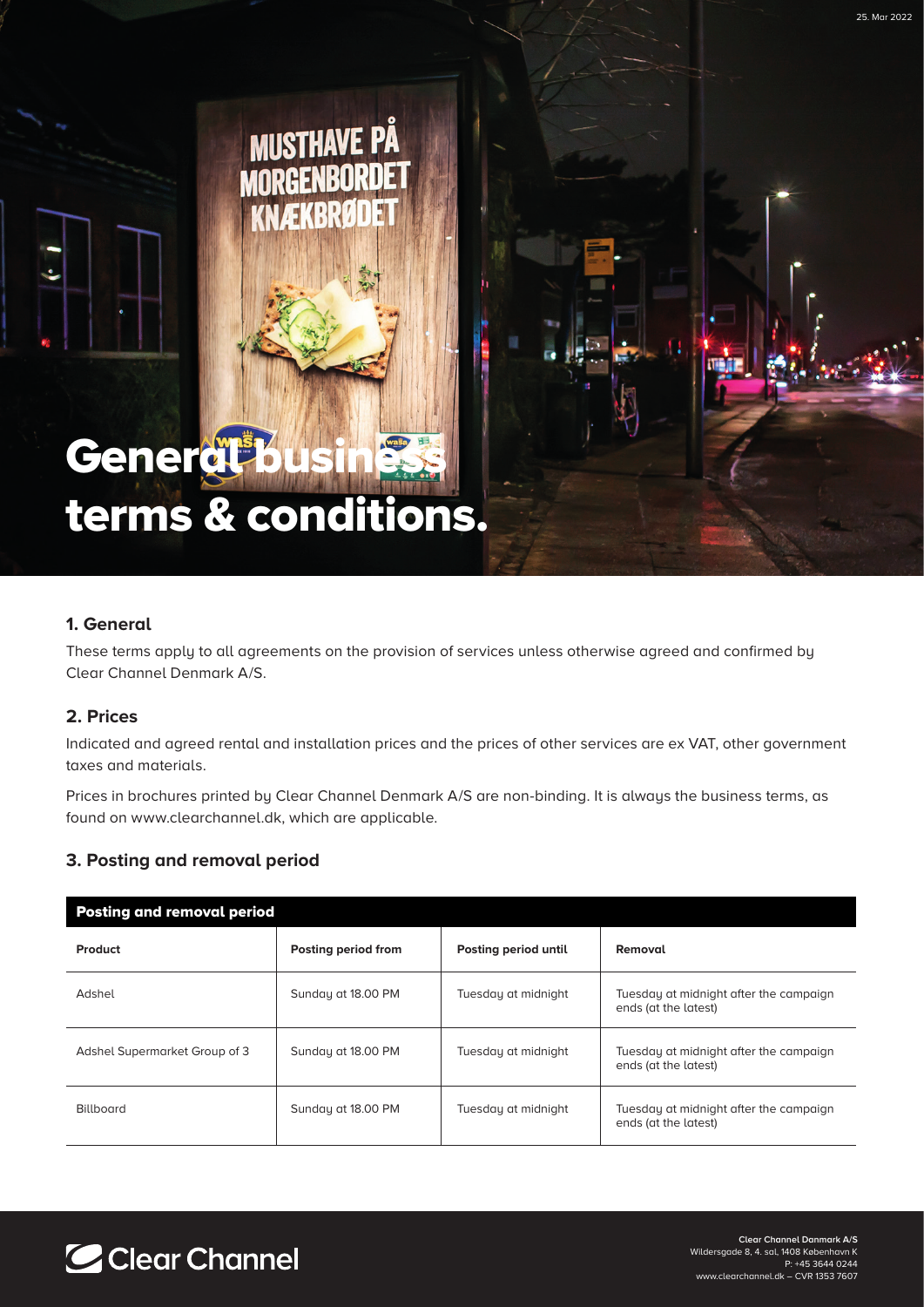25. Mar 2022

# General business terms & conditions.

## 1. General

These terms apply to all agreements on the provision of services unless otherwise agreed and confirmed by Clear Channel Denmark A/S.

## 2. Prices

Indicated and agreed rental and installation prices and the prices of other services are ex VAT, other government taxes and materials.

Prices in brochures printed by Clear Channel Denmark A/S are non-binding. It is always the business terms, as found on www.clearchannel.dk, which are applicable.

## 3. Posting and removal period

**Posting and removal period**

| Product | Posting period from | Posting period until | Removal |
|---|---|---|---|
| Adshel | Sunday at 18.00 PM | Tuesday at midnight | Tuesday at midnight after the campaign ends (at the latest) |
| Adshel Supermarket Group of 3 | Sunday at 18.00 PM | Tuesday at midnight | Tuesday at midnight after the campaign ends (at the latest) |
| Billboard | Sunday at 18.00 PM | Tuesday at midnight | Tuesday at midnight after the campaign ends (at the latest) |

Clear Channel

**Clear Channel Danmark A/S**
Wildersgade 8, 4. sal, 1408 København K
P: +45 3644 0244
www.clearchannel.dk – CVR 1353 7607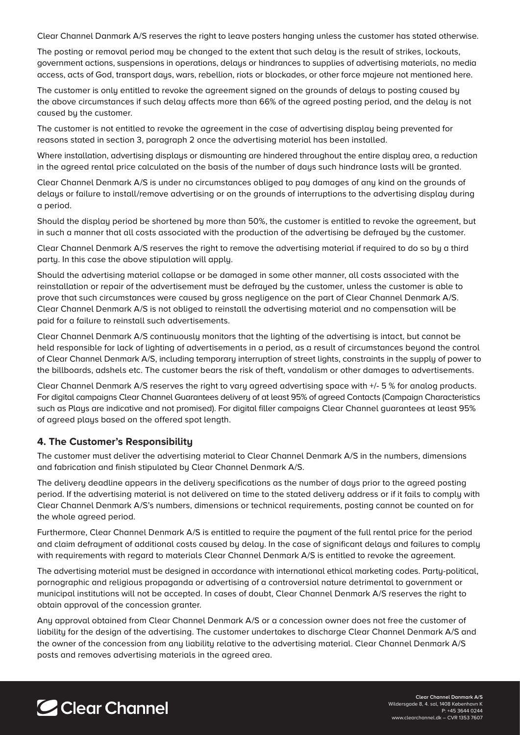Clear Channel Danmark A/S reserves the right to leave posters hanging unless the customer has stated otherwise.

The posting or removal period may be changed to the extent that such delay is the result of strikes, lockouts, government actions, suspensions in operations, delays or hindrances to supplies of advertising materials, no media access, acts of God, transport days, wars, rebellion, riots or blockades, or other force majeure not mentioned here.

The customer is only entitled to revoke the agreement signed on the grounds of delays to posting caused by the above circumstances if such delay affects more than 66% of the agreed posting period, and the delay is not caused by the customer.

The customer is not entitled to revoke the agreement in the case of advertising display being prevented for reasons stated in section 3, paragraph 2 once the advertising material has been installed.

Where installation, advertising displays or dismounting are hindered throughout the entire display area, a reduction in the agreed rental price calculated on the basis of the number of days such hindrance lasts will be granted.

Clear Channel Denmark A/S is under no circumstances obliged to pay damages of any kind on the grounds of delays or failure to install/remove advertising or on the grounds of interruptions to the advertising display during a period.

Should the display period be shortened by more than 50%, the customer is entitled to revoke the agreement, but in such a manner that all costs associated with the production of the advertising be defrayed by the customer.

Clear Channel Denmark A/S reserves the right to remove the advertising material if required to do so by a third party. In this case the above stipulation will apply.

Should the advertising material collapse or be damaged in some other manner, all costs associated with the reinstallation or repair of the advertisement must be defrayed by the customer, unless the customer is able to prove that such circumstances were caused by gross negligence on the part of Clear Channel Denmark A/S. Clear Channel Denmark A/S is not obliged to reinstall the advertising material and no compensation will be paid for a failure to reinstall such advertisements.

Clear Channel Denmark A/S continuously monitors that the lighting of the advertising is intact, but cannot be held responsible for lack of lighting of advertisements in a period, as a result of circumstances beyond the control of Clear Channel Denmark A/S, including temporary interruption of street lights, constraints in the supply of power to the billboards, adshels etc. The customer bears the risk of theft, vandalism or other damages to advertisements.

Clear Channel Denmark A/S reserves the right to vary agreed advertising space with +/- 5 % for analog products. For digital campaigns Clear Channel Guarantees delivery of at least 95% of agreed Contacts (Campaign Characteristics such as Plays are indicative and not promised). For digital filler campaigns Clear Channel guarantees at least 95% of agreed plays based on the offered spot length.

## 4. The Customer's Responsibility

The customer must deliver the advertising material to Clear Channel Denmark A/S in the numbers, dimensions and fabrication and finish stipulated by Clear Channel Denmark A/S.

The delivery deadline appears in the delivery specifications as the number of days prior to the agreed posting period. If the advertising material is not delivered on time to the stated delivery address or if it fails to comply with Clear Channel Denmark A/S's numbers, dimensions or technical requirements, posting cannot be counted on for the whole agreed period.

Furthermore, Clear Channel Denmark A/S is entitled to require the payment of the full rental price for the period and claim defrayment of additional costs caused by delay. In the case of significant delays and failures to comply with requirements with regard to materials Clear Channel Denmark A/S is entitled to revoke the agreement.

The advertising material must be designed in accordance with international ethical marketing codes. Party-political, pornographic and religious propaganda or advertising of a controversial nature detrimental to government or municipal institutions will not be accepted. In cases of doubt, Clear Channel Denmark A/S reserves the right to obtain approval of the concession granter.

Any approval obtained from Clear Channel Denmark A/S or a concession owner does not free the customer of liability for the design of the advertising. The customer undertakes to discharge Clear Channel Denmark A/S and the owner of the concession from any liability relative to the advertising material. Clear Channel Denmark A/S posts and removes advertising materials in the agreed area.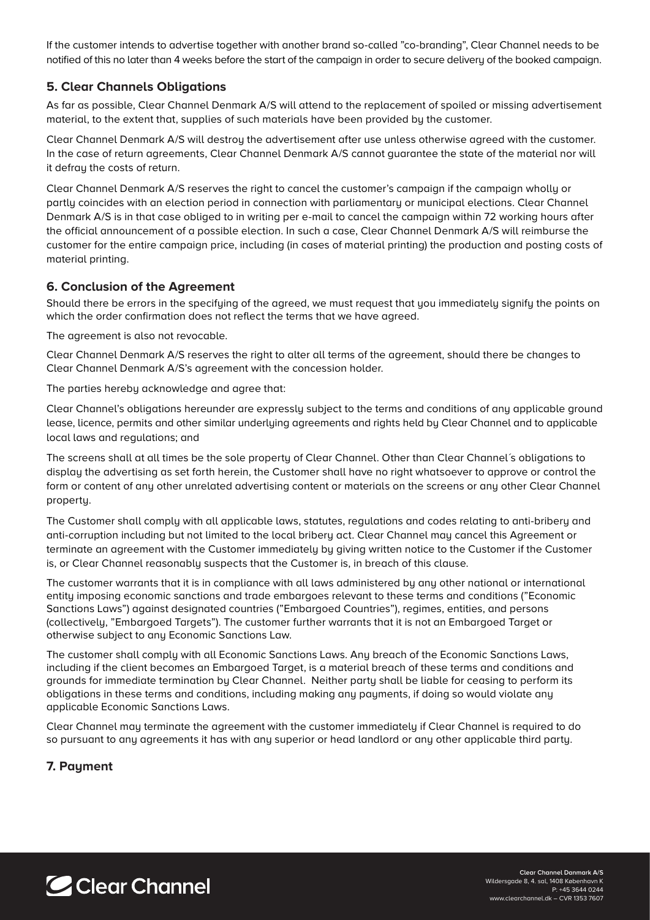If the customer intends to advertise together with another brand so-called "co-branding", Clear Channel needs to be notified of this no later than 4 weeks before the start of the campaign in order to secure delivery of the booked campaign.

## 5. Clear Channels Obligations

As far as possible, Clear Channel Denmark A/S will attend to the replacement of spoiled or missing advertisement material, to the extent that, supplies of such materials have been provided by the customer.

Clear Channel Denmark A/S will destroy the advertisement after use unless otherwise agreed with the customer. In the case of return agreements, Clear Channel Denmark A/S cannot guarantee the state of the material nor will it defray the costs of return.

Clear Channel Denmark A/S reserves the right to cancel the customer's campaign if the campaign wholly or partly coincides with an election period in connection with parliamentary or municipal elections. Clear Channel Denmark A/S is in that case obliged to in writing per e-mail to cancel the campaign within 72 working hours after the official announcement of a possible election. In such a case, Clear Channel Denmark A/S will reimburse the customer for the entire campaign price, including (in cases of material printing) the production and posting costs of material printing.

## 6. Conclusion of the Agreement

Should there be errors in the specifying of the agreed, we must request that you immediately signify the points on which the order confirmation does not reflect the terms that we have agreed.

The agreement is also not revocable.

Clear Channel Denmark A/S reserves the right to alter all terms of the agreement, should there be changes to Clear Channel Denmark A/S's agreement with the concession holder.

The parties hereby acknowledge and agree that:

Clear Channel's obligations hereunder are expressly subject to the terms and conditions of any applicable ground lease, licence, permits and other similar underlying agreements and rights held by Clear Channel and to applicable local laws and regulations; and

The screens shall at all times be the sole property of Clear Channel. Other than Clear Channel´s obligations to display the advertising as set forth herein, the Customer shall have no right whatsoever to approve or control the form or content of any other unrelated advertising content or materials on the screens or any other Clear Channel property.

The Customer shall comply with all applicable laws, statutes, regulations and codes relating to anti-bribery and anti-corruption including but not limited to the local bribery act. Clear Channel may cancel this Agreement or terminate an agreement with the Customer immediately by giving written notice to the Customer if the Customer is, or Clear Channel reasonably suspects that the Customer is, in breach of this clause.

The customer warrants that it is in compliance with all laws administered by any other national or international entity imposing economic sanctions and trade embargoes relevant to these terms and conditions ("Economic Sanctions Laws") against designated countries ("Embargoed Countries"), regimes, entities, and persons (collectively, "Embargoed Targets"). The customer further warrants that it is not an Embargoed Target or otherwise subject to any Economic Sanctions Law.

The customer shall comply with all Economic Sanctions Laws. Any breach of the Economic Sanctions Laws, including if the client becomes an Embargoed Target, is a material breach of these terms and conditions and grounds for immediate termination by Clear Channel. Neither party shall be liable for ceasing to perform its obligations in these terms and conditions, including making any payments, if doing so would violate any applicable Economic Sanctions Laws.

Clear Channel may terminate the agreement with the customer immediately if Clear Channel is required to do so pursuant to any agreements it has with any superior or head landlord or any other applicable third party.

## 7. Payment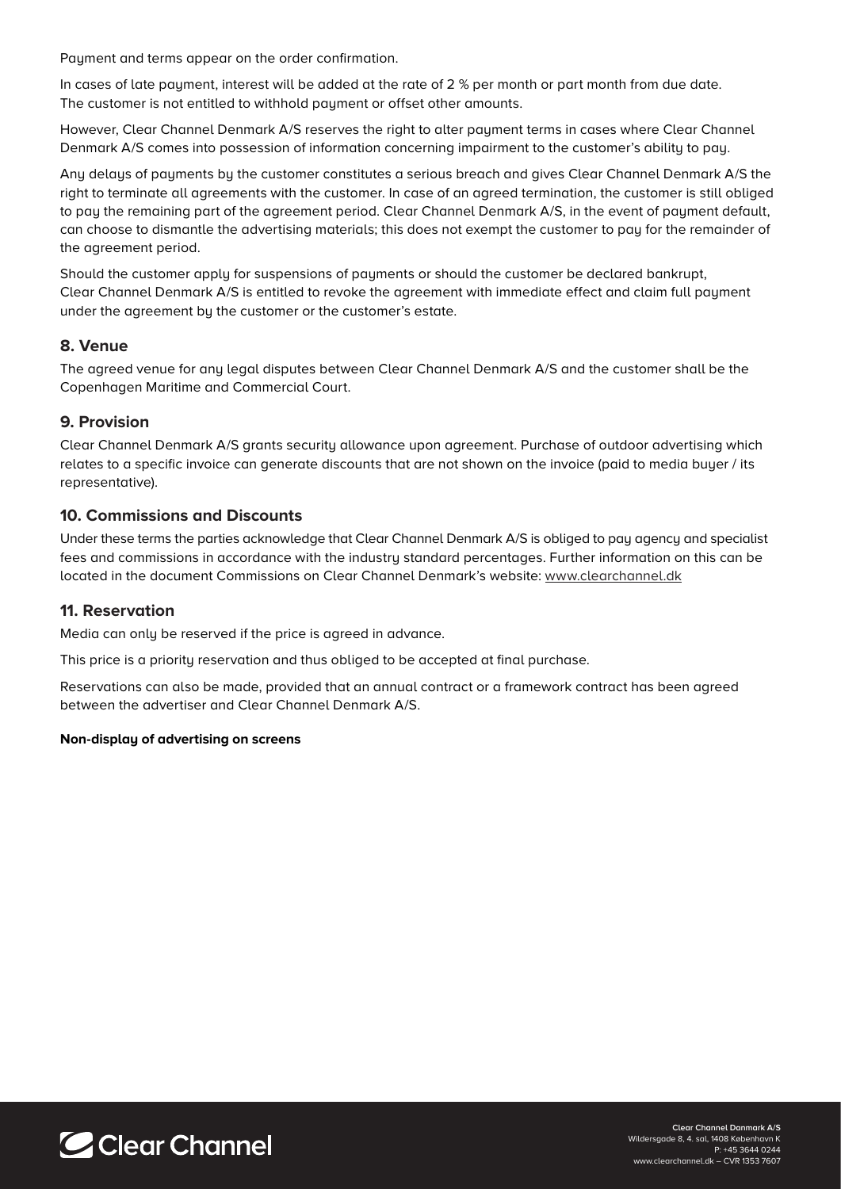Payment and terms appear on the order confirmation.

In cases of late payment, interest will be added at the rate of 2 % per month or part month from due date. The customer is not entitled to withhold payment or offset other amounts.

However, Clear Channel Denmark A/S reserves the right to alter payment terms in cases where Clear Channel Denmark A/S comes into possession of information concerning impairment to the customer's ability to pay.

Any delays of payments by the customer constitutes a serious breach and gives Clear Channel Denmark A/S the right to terminate all agreements with the customer. In case of an agreed termination, the customer is still obliged to pay the remaining part of the agreement period. Clear Channel Denmark A/S, in the event of payment default, can choose to dismantle the advertising materials; this does not exempt the customer to pay for the remainder of the agreement period.

Should the customer apply for suspensions of payments or should the customer be declared bankrupt, Clear Channel Denmark A/S is entitled to revoke the agreement with immediate effect and claim full payment under the agreement by the customer or the customer's estate.

## 8. Venue

The agreed venue for any legal disputes between Clear Channel Denmark A/S and the customer shall be the Copenhagen Maritime and Commercial Court.

## 9. Provision

Clear Channel Denmark A/S grants security allowance upon agreement. Purchase of outdoor advertising which relates to a specific invoice can generate discounts that are not shown on the invoice (paid to media buyer / its representative).

## 10. Commissions and Discounts

Under these terms the parties acknowledge that Clear Channel Denmark A/S is obliged to pay agency and specialist fees and commissions in accordance with the industry standard percentages. Further information on this can be located in the document Commissions on Clear Channel Denmark's website: www.clearchannel.dk

## 11. Reservation

Media can only be reserved if the price is agreed in advance.

This price is a priority reservation and thus obliged to be accepted at final purchase.

Reservations can also be made, provided that an annual contract or a framework contract has been agreed between the advertiser and Clear Channel Denmark A/S.

**Non-display of advertising on screens**